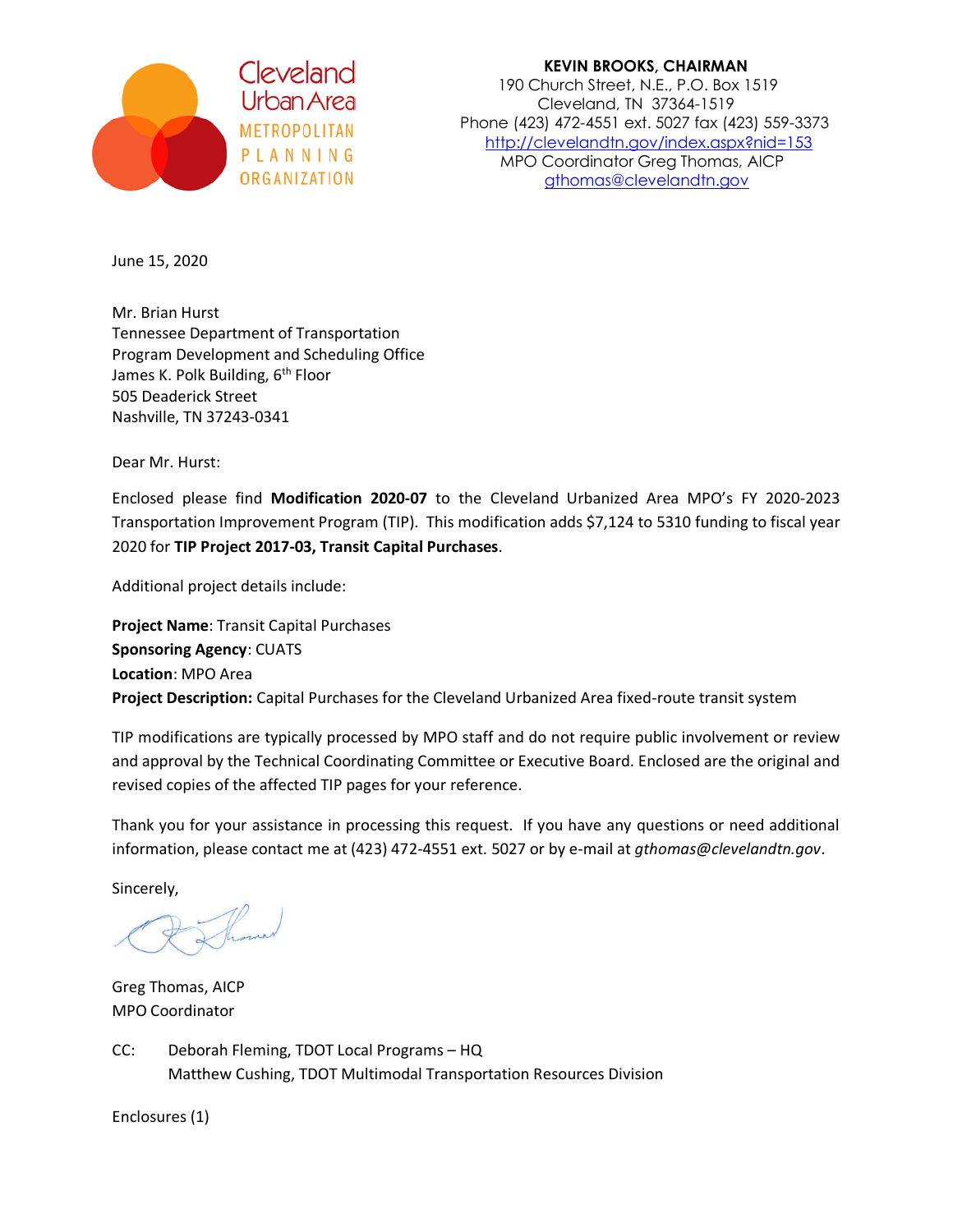Cleveland Urban Area METROPOLITAN PLANNING ORGANIZATION

**KEVIN BROOKS, CHAIRMAN**
190 Church Street, N.E., P.O. Box 1519
Cleveland, TN 37364-1519
Phone (423) 472-4551 ext. 5027 fax (423) 559-3373
http://clevelandtn.gov/index.aspx?nid=153
MPO Coordinator Greg Thomas, AICP
gthomas@clevelandtn.gov

June 15, 2020

Mr. Brian Hurst
Tennessee Department of Transportation
Program Development and Scheduling Office
James K. Polk Building, 6th Floor
505 Deaderick Street
Nashville, TN 37243-0341

Dear Mr. Hurst:

Enclosed please find **Modification 2020-07** to the Cleveland Urbanized Area MPO's FY 2020-2023 Transportation Improvement Program (TIP). This modification adds $7,124 to 5310 funding to fiscal year 2020 for **TIP Project 2017-03, Transit Capital Purchases**.

Additional project details include:

**Project Name**: Transit Capital Purchases
**Sponsoring Agency**: CUATS
**Location**: MPO Area
**Project Description:** Capital Purchases for the Cleveland Urbanized Area fixed-route transit system

TIP modifications are typically processed by MPO staff and do not require public involvement or review and approval by the Technical Coordinating Committee or Executive Board. Enclosed are the original and revised copies of the affected TIP pages for your reference.

Thank you for your assistance in processing this request. If you have any questions or need additional information, please contact me at (423) 472-4551 ext. 5027 or by e-mail at *gthomas@clevelandtn.gov*.

Sincerely,

Greg Thomas, AICP
MPO Coordinator

CC: Deborah Fleming, TDOT Local Programs – HQ
Matthew Cushing, TDOT Multimodal Transportation Resources Division

Enclosures (1)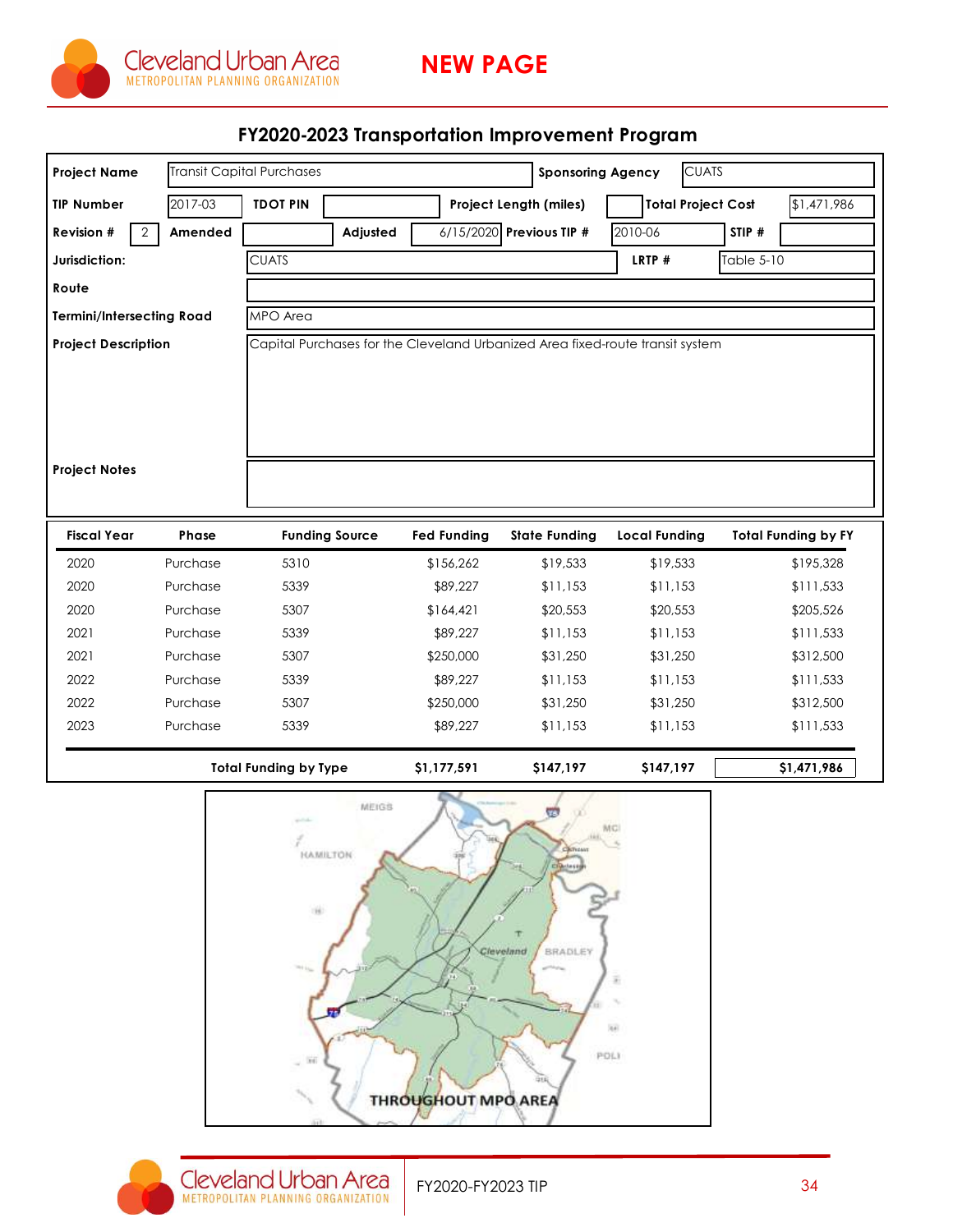**NEW PAGE**

## FY2020-2023 Transportation Improvement Program

| | | | | | |
|---|---|---|---|---|---|
| **Project Name** | Transit Capital Purchases | **Sponsoring Agency** | CUATS | | |
| **TIP Number** | 2017-03 | **TDOT PIN** | | **Project Length (miles)** | |
| **Total Project Cost** | $1,471,986 | | | | |
| **Revision #** | 2 | **Amended** | | **Adjusted** | 6/15/2020 |
| **Previous TIP #** | 2010-06 | **STIP #** | | | |
| **Jurisdiction:** | CUATS | **LRTP #** | Table 5-10 | | |
| **Route** | | | | | |
| **Termini/Intersecting Road** | MPO Area | | | | |
| **Project Description** | Capital Purchases for the Cleveland Urbanized Area fixed-route transit system | | | | |
| **Project Notes** | | | | | |

| Fiscal Year | Phase | Funding Source | Fed Funding | State Funding | Local Funding | Total Funding by FY |
|---|---|---|---|---|---|---|
| 2020 | Purchase | 5310 | $156,262 | $19,533 | $19,533 | $195,328 |
| 2020 | Purchase | 5339 | $89,227 | $11,153 | $11,153 | $111,533 |
| 2020 | Purchase | 5307 | $164,421 | $20,553 | $20,553 | $205,526 |
| 2021 | Purchase | 5339 | $89,227 | $11,153 | $11,153 | $111,533 |
| 2021 | Purchase | 5307 | $250,000 | $31,250 | $31,250 | $312,500 |
| 2022 | Purchase | 5339 | $89,227 | $11,153 | $11,153 | $111,533 |
| 2022 | Purchase | 5307 | $250,000 | $31,250 | $31,250 | $312,500 |
| 2023 | Purchase | 5339 | $89,227 | $11,153 | $11,153 | $111,533 |
| | | **Total Funding by Type** | **$1,177,591** | **$147,197** | **$147,197** | **$1,471,986** |

THROUGHOUT MPO AREA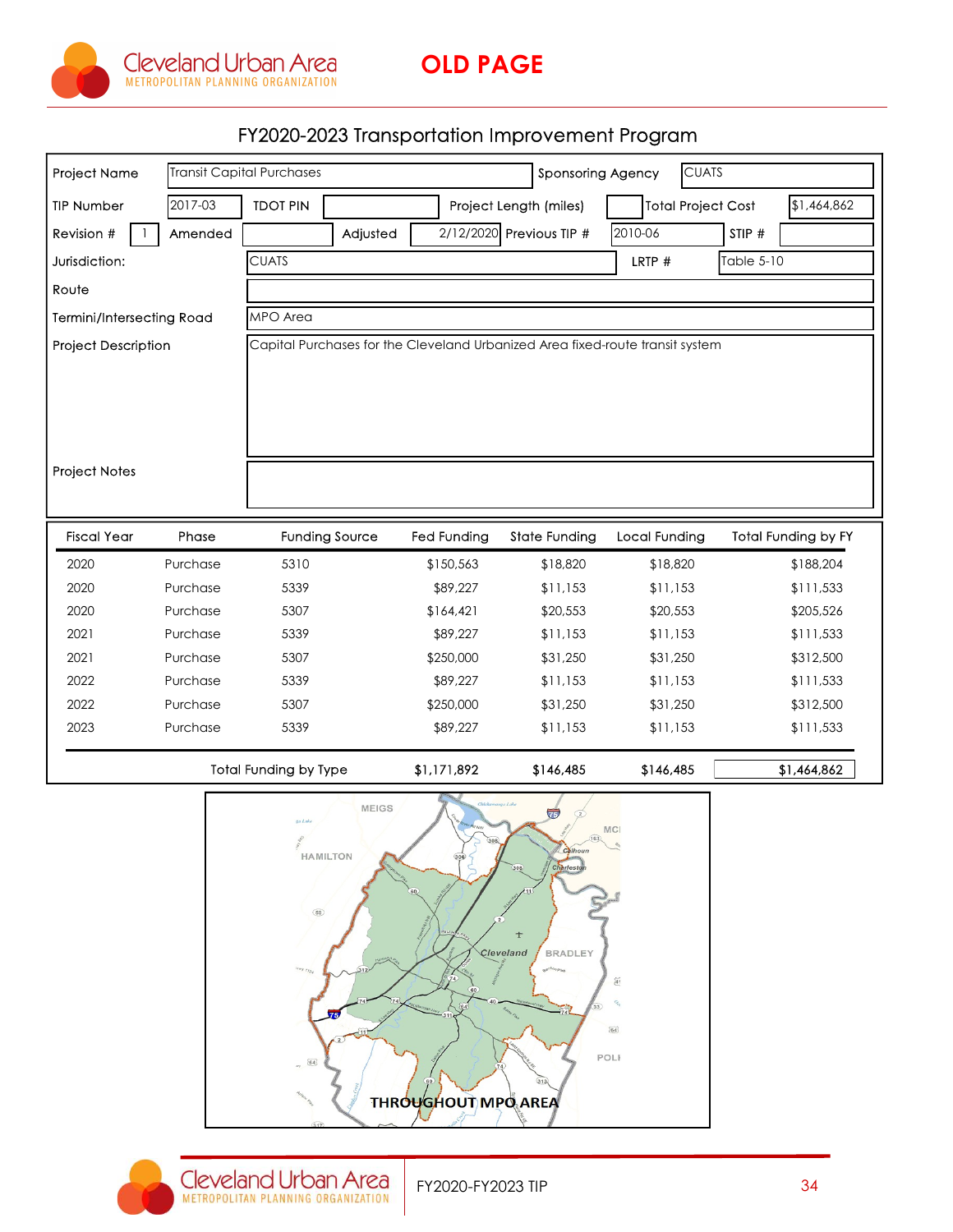**OLD PAGE**

## FY2020-2023 Transportation Improvement Program

| | | | | | | | |
|---|---|---|---|---|---|---|---|
| Project Name | Transit Capital Purchases | | | Sponsoring Agency | CUATS | | |
| TIP Number | 2017-03 | TDOT PIN | | Project Length (miles) | | Total Project Cost | $1,464,862 |
| Revision # | 1 | Amended | | Adjusted | 2/12/2020 | Previous TIP # | 2010-06 |
| STIP # | | | | | | | |
| Jurisdiction: | CUATS | | | LRTP # | Table 5-10 | | |
| Route | | | | | | | |
| Termini/Intersecting Road | MPO Area | | | | | | |
| Project Description | Capital Purchases for the Cleveland Urbanized Area fixed-route transit system | | | | | | |
| Project Notes | | | | | | | |

| Fiscal Year | Phase | Funding Source | Fed Funding | State Funding | Local Funding | Total Funding by FY |
|---|---|---|---|---|---|---|
| 2020 | Purchase | 5310 | $150,563 | $18,820 | $18,820 | $188,204 |
| 2020 | Purchase | 5339 | $89,227 | $11,153 | $11,153 | $111,533 |
| 2020 | Purchase | 5307 | $164,421 | $20,553 | $20,553 | $205,526 |
| 2021 | Purchase | 5339 | $89,227 | $11,153 | $11,153 | $111,533 |
| 2021 | Purchase | 5307 | $250,000 | $31,250 | $31,250 | $312,500 |
| 2022 | Purchase | 5339 | $89,227 | $11,153 | $11,153 | $111,533 |
| 2022 | Purchase | 5307 | $250,000 | $31,250 | $31,250 | $312,500 |
| 2023 | Purchase | 5339 | $89,227 | $11,153 | $11,153 | $111,533 |
| | | Total Funding by Type | $1,171,892 | $146,485 | $146,485 | $1,464,862 |

MEIGS
HAMILTON
Cleveland
BRADLEY
Calhoun
Charleston
POLK
THROUGHOUT MPO AREA